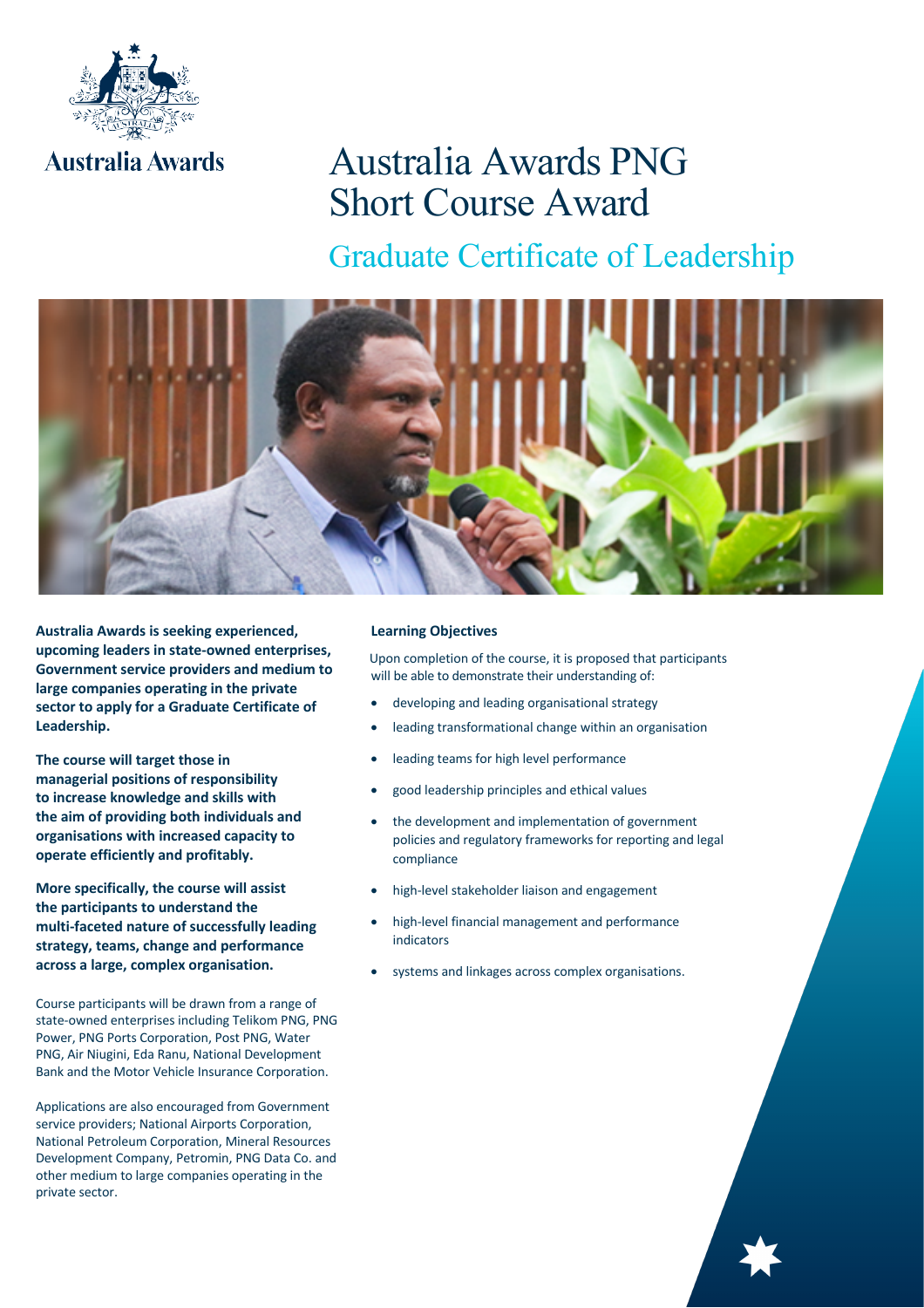Australia Awards

# Australia Awards PNG Short Course Award

## Graduate Certificate of Leadership

**Australia Awards is seeking experienced, upcoming leaders in state-owned enterprises, Government service providers and medium to large companies operating in the private sector to apply for a Graduate Certificate of Leadership.**

**The course will target those in managerial positions of responsibility to increase knowledge and skills with the aim of providing both individuals and organisations with increased capacity to operate efficiently and profitably.**

**More specifically, the course will assist the participants to understand the multi-faceted nature of successfully leading strategy, teams, change and performance across a large, complex organisation.**

Course participants will be drawn from a range of state-owned enterprises including Telikom PNG, PNG Power, PNG Ports Corporation, Post PNG, Water PNG, Air Niugini, Eda Ranu, National Development Bank and the Motor Vehicle Insurance Corporation.

Applications are also encouraged from Government service providers; National Airports Corporation, National Petroleum Corporation, Mineral Resources Development Company, Petromin, PNG Data Co. and other medium to large companies operating in the private sector.

### Learning Objectives

Upon completion of the course, it is proposed that participants will be able to demonstrate their understanding of:

- developing and leading organisational strategy
- leading transformational change within an organisation
- leading teams for high level performance
- good leadership principles and ethical values
- the development and implementation of government policies and regulatory frameworks for reporting and legal compliance
- high-level stakeholder liaison and engagement
- high-level financial management and performance indicators
- systems and linkages across complex organisations.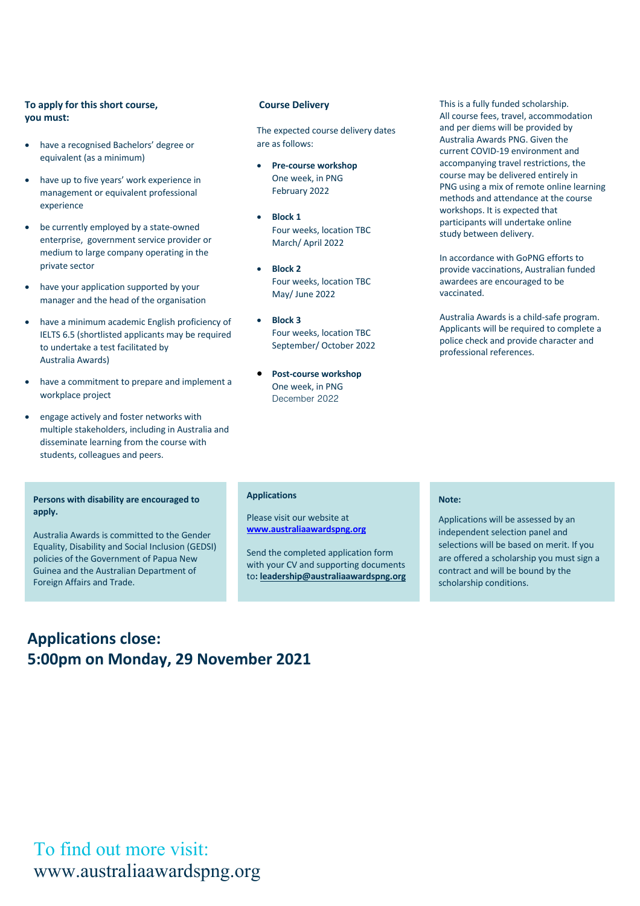**To apply for this short course, you must:**

- have a recognised Bachelors' degree or equivalent (as a minimum)
- have up to five years' work experience in management or equivalent professional experience
- be currently employed by a state-owned enterprise, government service provider or medium to large company operating in the private sector
- have your application supported by your manager and the head of the organisation
- have a minimum academic English proficiency of IELTS 6.5 (shortlisted applicants may be required to undertake a test facilitated by Australia Awards)
- have a commitment to prepare and implement a workplace project
- engage actively and foster networks with multiple stakeholders, including in Australia and disseminate learning from the course with students, colleagues and peers.

**Course Delivery**

The expected course delivery dates are as follows:

- **Pre-course workshop**
  One week, in PNG
  February 2022
- **Block 1**
  Four weeks, location TBC
  March/ April 2022
- **Block 2**
  Four weeks, location TBC
  May/ June 2022
- **Block 3**
  Four weeks, location TBC
  September/ October 2022
- **Post-course workshop**
  One week, in PNG
  December 2022

This is a fully funded scholarship. All course fees, travel, accommodation and per diems will be provided by Australia Awards PNG. Given the current COVID-19 environment and accompanying travel restrictions, the course may be delivered entirely in PNG using a mix of remote online learning methods and attendance at the course workshops. It is expected that participants will undertake online study between delivery.

In accordance with GoPNG efforts to provide vaccinations, Australian funded awardees are encouraged to be vaccinated.

Australia Awards is a child-safe program. Applicants will be required to complete a police check and provide character and professional references.

**Persons with disability are encouraged to apply.**

Australia Awards is committed to the Gender Equality, Disability and Social Inclusion (GEDSI) policies of the Government of Papua New Guinea and the Australian Department of Foreign Affairs and Trade.

**Applications**

Please visit our website at **www.australiaawardspng.org**

Send the completed application form with your CV and supporting documents to**: leadership@australiaawardspng.org**

**Note:**

Applications will be assessed by an independent selection panel and selections will be based on merit. If you are offered a scholarship you must sign a contract and will be bound by the scholarship conditions.

## Applications close:
## 5:00pm on Monday, 29 November 2021

To find out more visit:
www.australiaawardspng.org